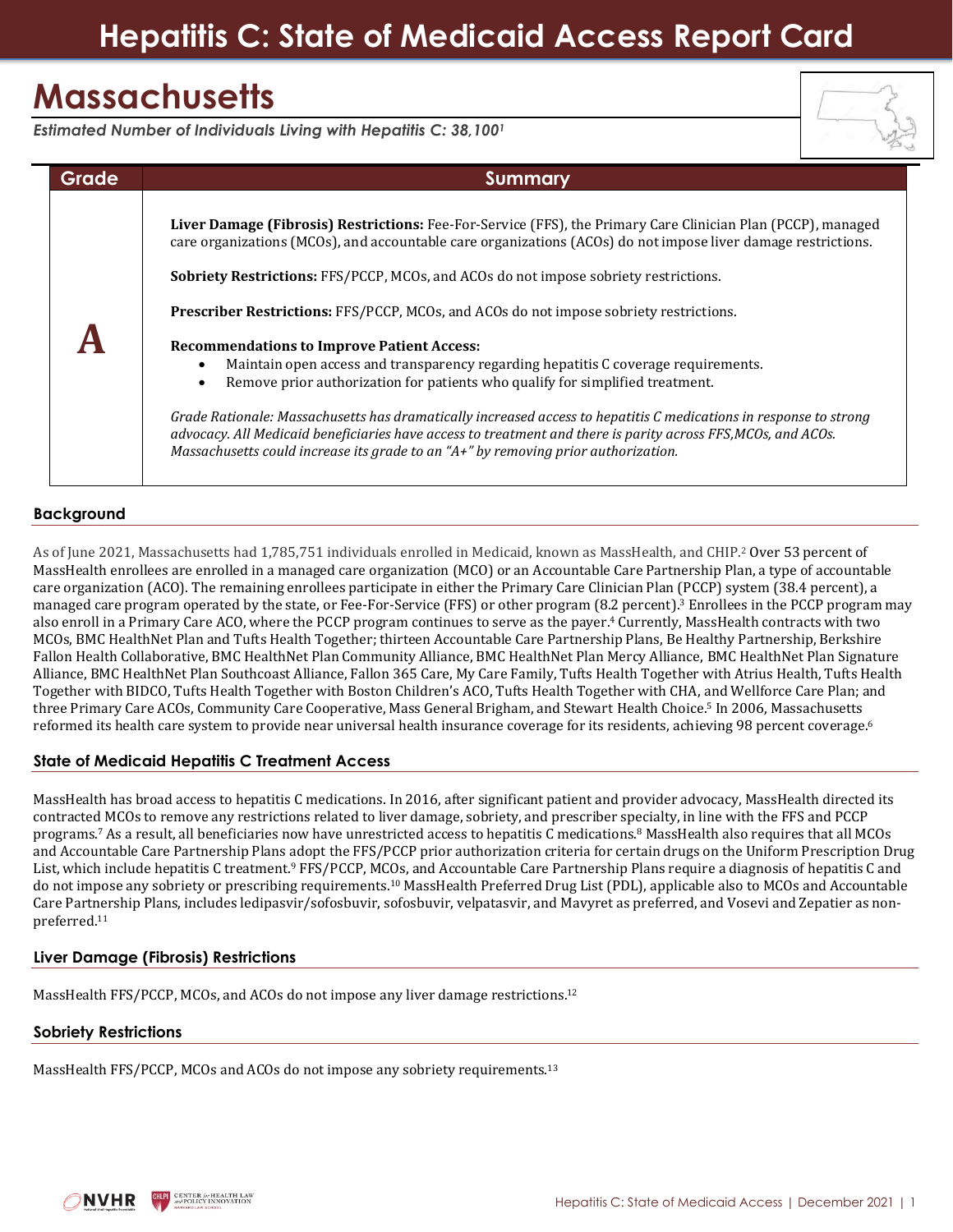# Hepatitis C: State of Medicaid Access Report Card

# Massachusetts

*Estimated Number of Individuals Living with Hepatitis C: 38,100[1]*

| Grade | Summary |
|---|---|
| **A** | **Liver Damage (Fibrosis) Restrictions:** Fee-For-Service (FFS), the Primary Care Clinician Plan (PCCP), managed care organizations (MCOs), and accountable care organizations (ACOs) do not impose liver damage restrictions.<br><br>**Sobriety Restrictions:** FFS/PCCP, MCOs, and ACOs do not impose sobriety restrictions.<br><br>**Prescriber Restrictions:** FFS/PCCP, MCOs, and ACOs do not impose sobriety restrictions.<br><br>**Recommendations to Improve Patient Access:**<br>• Maintain open access and transparency regarding hepatitis C coverage requirements.<br>• Remove prior authorization for patients who qualify for simplified treatment.<br><br>*Grade Rationale: Massachusetts has dramatically increased access to hepatitis C medications in response to strong advocacy. All Medicaid beneficiaries have access to treatment and there is parity across FFS,MCOs, and ACOs. Massachusetts could increase its grade to an "A+" by removing prior authorization.* |

## Background

As of June 2021, Massachusetts had 1,785,751 individuals enrolled in Medicaid, known as MassHealth, and CHIP.[2] Over 53 percent of MassHealth enrollees are enrolled in a managed care organization (MCO) or an Accountable Care Partnership Plan, a type of accountable care organization (ACO). The remaining enrollees participate in either the Primary Care Clinician Plan (PCCP) system (38.4 percent), a managed care program operated by the state, or Fee-For-Service (FFS) or other program (8.2 percent).[3] Enrollees in the PCCP program may also enroll in a Primary Care ACO, where the PCCP program continues to serve as the payer.[4] Currently, MassHealth contracts with two MCOs, BMC HealthNet Plan and Tufts Health Together; thirteen Accountable Care Partnership Plans, Be Healthy Partnership, Berkshire Fallon Health Collaborative, BMC HealthNet Plan Community Alliance, BMC HealthNet Plan Mercy Alliance, BMC HealthNet Plan Signature Alliance, BMC HealthNet Plan Southcoast Alliance, Fallon 365 Care, My Care Family, Tufts Health Together with Atrius Health, Tufts Health Together with BIDCO, Tufts Health Together with Boston Children's ACO, Tufts Health Together with CHA, and Wellforce Care Plan; and three Primary Care ACOs, Community Care Cooperative, Mass General Brigham, and Stewart Health Choice.[5] In 2006, Massachusetts reformed its health care system to provide near universal health insurance coverage for its residents, achieving 98 percent coverage.[6]

## State of Medicaid Hepatitis C Treatment Access

MassHealth has broad access to hepatitis C medications. In 2016, after significant patient and provider advocacy, MassHealth directed its contracted MCOs to remove any restrictions related to liver damage, sobriety, and prescriber specialty, in line with the FFS and PCCP programs.[7] As a result, all beneficiaries now have unrestricted access to hepatitis C medications.[8] MassHealth also requires that all MCOs and Accountable Care Partnership Plans adopt the FFS/PCCP prior authorization criteria for certain drugs on the Uniform Prescription Drug List, which include hepatitis C treatment.[9] FFS/PCCP, MCOs, and Accountable Care Partnership Plans require a diagnosis of hepatitis C and do not impose any sobriety or prescribing requirements.[10] MassHealth Preferred Drug List (PDL), applicable also to MCOs and Accountable Care Partnership Plans, includes ledipasvir/sofosbuvir, sofosbuvir, velpatasvir, and Mavyret as preferred, and Vosevi and Zepatier as non-preferred.[11]

## Liver Damage (Fibrosis) Restrictions

MassHealth FFS/PCCP, MCOs, and ACOs do not impose any liver damage restrictions.[12]

## Sobriety Restrictions

MassHealth FFS/PCCP, MCOs and ACOs do not impose any sobriety requirements.[13]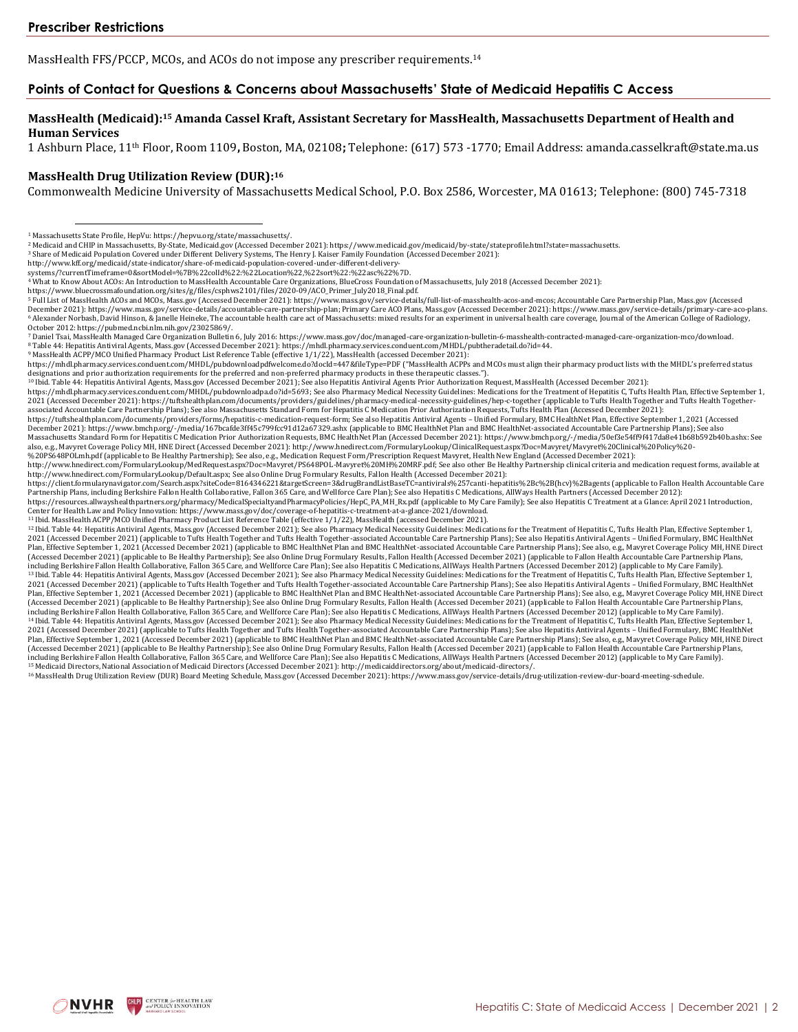## Prescriber Restrictions

MassHealth FFS/PCCP, MCOs, and ACOs do not impose any prescriber requirements.[14]

## Points of Contact for Questions & Concerns about Massachusetts' State of Medicaid Hepatitis C Access

### MassHealth (Medicaid):[15] Amanda Cassel Kraft, Assistant Secretary for MassHealth, Massachusetts Department of Health and Human Services

1 Ashburn Place, 11th Floor, Room 1109, Boston, MA, 02108; Telephone: (617) 573 -1770; Email Address: amanda.casselkraft@state.ma.us

### MassHealth Drug Utilization Review (DUR):[16]

Commonwealth Medicine University of Massachusetts Medical School, P.O. Box 2586, Worcester, MA 01613; Telephone: (800) 745-7318

---

[1] Massachusetts State Profile, HepVu: https://hepvu.org/state/massachusetts/.
[2] Medicaid and CHIP in Massachusetts, By-State, Medicaid.gov (Accessed December 2021): https://www.medicaid.gov/medicaid/by-state/stateprofile.html?state=massachusetts.
[3] Share of Medicaid Population Covered under Different Delivery Systems, The Henry J. Kaiser Family Foundation (Accessed December 2021): http://www.kff.org/medicaid/state-indicator/share-of-medicaid-population-covered-under-different-delivery-systems/?currentTimeframe=0&sortModel=%7B%22colId%22:%22Location%22,%22sort%22:%22asc%22%7D.
[4] What to Know About ACOs: An Introduction to MassHealth Accountable Care Organizations, BlueCross Foundation of Massachusetts, July 2018 (Accessed December 2021): https://www.bluecrossmafoundation.org/sites/g/files/csphws2101/files/2020-09/ACO_Primer_July2018_Final.pdf.
[5] Full List of MassHealth ACOs and MCOs, Mass.gov (Accessed December 2021): https://www.mass.gov/service-details/full-list-of-masshealth-acos-and-mcos; Accountable Care Partnership Plan, Mass.gov (Accessed December 2021): https://www.mass.gov/service-details/accountable-care-partnership-plan; Primary Care ACO Plans, Mass.gov (Accessed December 2021): https://www.mass.gov/service-details/primary-care-aco-plans.
[6] Alexander Norbash, David Hinson, & Janelle Heineke, The accountable health care act of Massachusetts: mixed results for an experiment in universal health care coverage, Journal of the American College of Radiology, October 2012: https://pubmed.ncbi.nlm.nih.gov/23025869/.
[7] Daniel Tsai, MassHealth Managed Care Organization Bulletin 6, July 2016: https://www.mass.gov/doc/managed-care-organization-bulletin-6-masshealth-contracted-managed-care-organization-mco/download.
[8] Table 44: Hepatitis Antiviral Agents, Mass.gov (Accessed December 2021): https://mhdl.pharmacy.services.conduent.com/MHDL/pubtheradetail.do?id=44.
[9] MassHealth ACPP/MCO Unified Pharmacy Product List Reference Table (effective 1/1/22), MassHealth (accessed December 2021): https://mhdl.pharmacy.services.conduent.com/MHDL/pubdownloadpdfwelcome.do?docId=447&fileType=PDF ("MassHealth ACPPs and MCOs must align their pharmacy product lists with the MHDL's preferred status designations and prior authorization requirements for the preferred and non-preferred pharmacy products in these therapeutic classes.").
[10] Ibid. Table 44: Hepatitis Antiviral Agents, Mass.gov (Accessed December 2021); See also Hepatitis Antiviral Agents Prior Authorization Request, MassHealth (Accessed December 2021): https://mhdl.pharmacy.services.conduent.com/MHDL/pubdownloadpa.do?id=5693; See also Pharmacy Medical Necessity Guidelines: Medications for the Treatment of Hepatitis C, Tufts Health Plan, Effective September 1, 2021 (Accessed December 2021): https://tuftshealthplan.com/documents/providers/guidelines/pharmacy-medical-necessity-guidelines/hep-c-together (applicable to Tufts Health Together and Tufts Health Together-associated Accountable Care Partnership Plans); See also Massachusetts Standard Form for Hepatitis C Medication Prior Authorization Requests, Tufts Health Plan (Accessed December 2021): https://tuftshealthplan.com/documents/providers/forms/hepatitis-c-medication-request-form; See also Hepatitis Antiviral Agents – Unified Formulary, BMC HealthNet Plan, Effective September 1, 2021 (Accessed December 2021): https://www.bmchp.org/-/media/167bcafde3ff45c799fcc91d12a67329.ashx (applicable to BMC HealthNet Plan and BMC HealthNet-associated Accountable Care Partnership Plans); See also Massachusetts Standard Form for Hepatitis C Medication Prior Authorization Requests, BMC HealthNet Plan (Accessed December 2021): https://www.bmchp.org/-/media/50ef3e54ff9f417da8e41b68b592b40b.ashx: See also, e.g., Mavyret Coverage Policy MH, HNE Direct (Accessed December 2021): http://www.hnedirect.com/FormularyLookup/ClinicalRequest.aspx?Doc=Mavyret/Mavyret%20Clinical%20Policy%20-%20PS648POLmh.pdf (applicable to Be Healthy Partnership); See also, e.g., Medication Request Form/Prescription Request Mavyret, Health New England (Accessed December 2021): http://www.hnedirect.com/FormularyLookup/MedRequest.aspx?Doc=Mavyret/PS648POL-Mavyret%20MH%20MRF.pdf; See also other Be Healthy Partnership clinical criteria and medication request forms, available at http://www.hnedirect.com/FormularyLookup/Default.aspx; See also Online Drug Formulary Results, Fallon Health (Accessed December 2021): https://client.formularynavigator.com/Search.aspx?siteCode=8164346221&targetScreen=3&drugBrandListBaseTC=antivirals%257canti-hepatitis%2Bc%2B(hcv)%2Bagents (applicable to Fallon Health Accountable Care Partnership Plans, including Berkshire Fallon Health Collaborative, Fallon 365 Care, and Wellforce Care Plan); See also Hepatitis C Medications, AllWays Health Partners (Accessed December 2012): https://resources.allwayshealthpartners.org/pharmacy/MedicalSpecialtyandPharmacyPolicies/HepC_PA_MH_Rx.pdf (applicable to My Care Family); See also Hepatitis C Treatment at a Glance: April 2021 Introduction, Center for Health Law and Policy Innovation: https://www.mass.gov/doc/coverage-of-hepatitis-c-treatment-at-a-glance-2021/download.
[11] Ibid. MassHealth ACPP/MCO Unified Pharmacy Product List Reference Table (effective 1/1/22), MassHealth (accessed December 2021).
[12] Ibid. Table 44: Hepatitis Antiviral Agents, Mass.gov (Accessed December 2021); See also Pharmacy Medical Necessity Guidelines: Medications for the Treatment of Hepatitis C, Tufts Health Plan, Effective September 1, 2021 (Accessed December 2021) (applicable to Tufts Health Together and Tufts Health Together-associated Accountable Care Partnership Plans); See also Hepatitis Antiviral Agents – Unified Formulary, BMC HealthNet Plan, Effective September 1, 2021 (Accessed December 2021) (applicable to BMC HealthNet Plan and BMC HealthNet-associated Accountable Care Partnership Plans); See also, e.g., Mavyret Coverage Policy MH, HNE Direct (Accessed December 2021) (applicable to Be Healthy Partnership); See also Online Drug Formulary Results, Fallon Health (Accessed December 2021) (applicable to Fallon Health Accountable Care Partnership Plans, including Berkshire Fallon Health Collaborative, Fallon 365 Care, and Wellforce Care Plan); See also Hepatitis C Medications, AllWays Health Partners (Accessed December 2012) (applicable to My Care Family).
[13] Ibid. Table 44: Hepatitis Antiviral Agents, Mass.gov (Accessed December 2021); See also Pharmacy Medical Necessity Guidelines: Medications for the Treatment of Hepatitis C, Tufts Health Plan, Effective September 1, 2021 (Accessed December 2021) (applicable to Tufts Health Together and Tufts Health Together-associated Accountable Care Partnership Plans); See also Hepatitis Antiviral Agents – Unified Formulary, BMC HealthNet Plan, Effective September 1, 2021 (Accessed December 2021) (applicable to BMC HealthNet Plan and BMC HealthNet-associated Accountable Care Partnership Plans); See also, e.g., Mavyret Coverage Policy MH, HNE Direct (Accessed December 2021) (applicable to Be Healthy Partnership); See also Online Drug Formulary Results, Fallon Health (Accessed December 2021) (applicable to Fallon Health Accountable Care Partnership Plans, including Berkshire Fallon Health Collaborative, Fallon 365 Care, and Wellforce Care Plan); See also Hepatitis C Medications, AllWays Health Partners (Accessed December 2012) (applicable to My Care Family).
[14] Ibid. Table 44: Hepatitis Antiviral Agents, Mass.gov (Accessed December 2021); See also Pharmacy Medical Necessity Guidelines: Medications for the Treatment of Hepatitis C, Tufts Health Plan, Effective September 1, 2021 (Accessed December 2021) (applicable to Tufts Health Together and Tufts Health Together-associated Accountable Care Partnership Plans); See also Hepatitis Antiviral Agents – Unified Formulary, BMC HealthNet Plan, Effective September 1, 2021 (Accessed December 2021) (applicable to BMC HealthNet Plan and BMC HealthNet-associated Accountable Care Partnership Plans); See also, e.g., Mavyret Coverage Policy MH, HNE Direct (Accessed December 2021) (applicable to Be Healthy Partnership); See also Online Drug Formulary Results, Fallon Health (Accessed December 2021) (applicable to Fallon Health Accountable Care Partnership Plans, including Berkshire Fallon Health Collaborative, Fallon 365 Care, and Wellforce Care Plan); See also Hepatitis C Medications, AllWays Health Partners (Accessed December 2012) (applicable to My Care Family).
[15] Medicaid Directors, National Association of Medicaid Directors (Accessed December 2021): http://medicaiddirectors.org/about/medicaid-directors/.
[16] MassHealth Drug Utilization Review (DUR) Board Meeting Schedule, Mass.gov (Accessed December 2021): https://www.mass.gov/service-details/drug-utilization-review-dur-board-meeting-schedule.